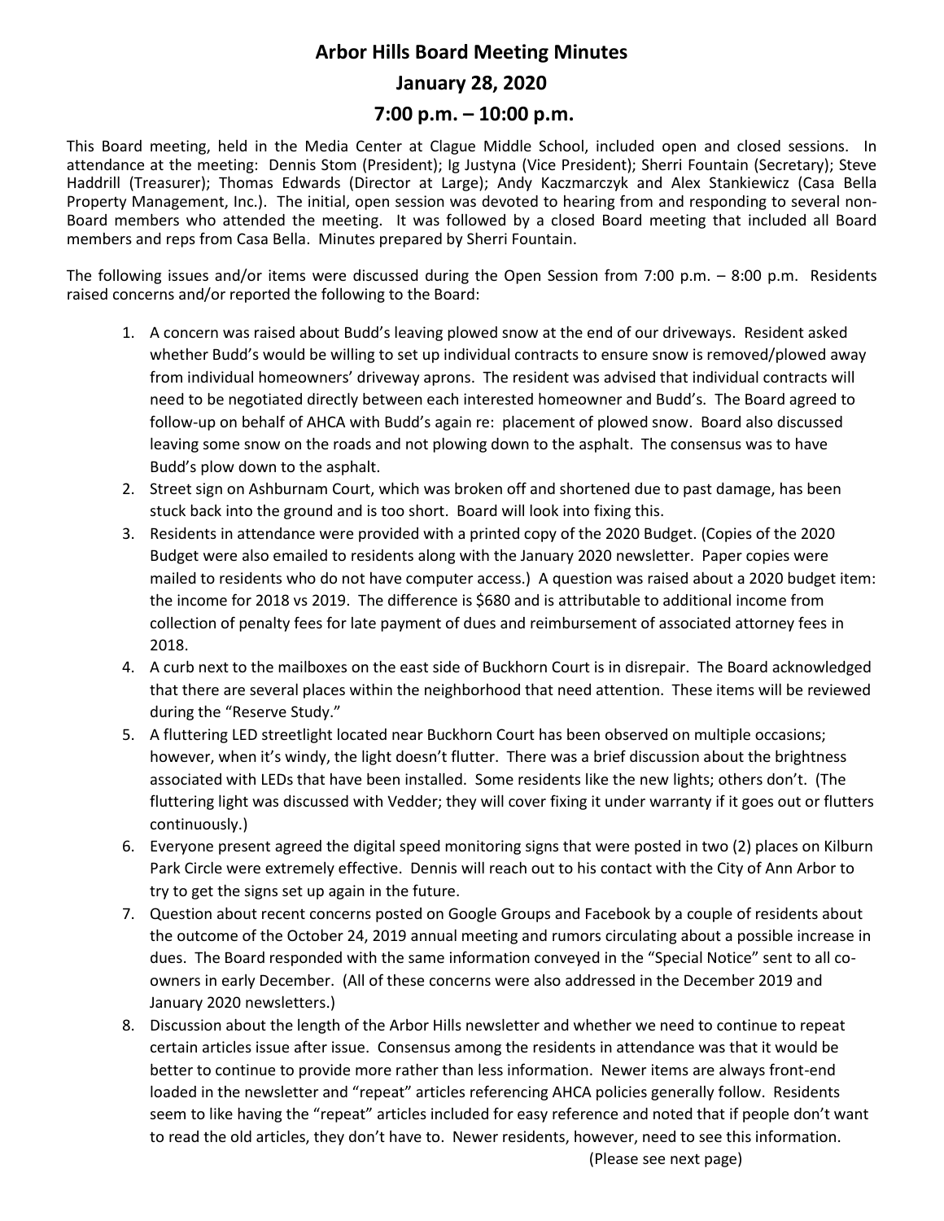# Arbor Hills Board Meeting Minutes

## January 28, 2020

## 7:00 p.m. – 10:00 p.m.

This Board meeting, held in the Media Center at Clague Middle School, included open and closed sessions. In attendance at the meeting: Dennis Stom (President); Ig Justyna (Vice President); Sherri Fountain (Secretary); Steve Haddrill (Treasurer); Thomas Edwards (Director at Large); Andy Kaczmarczyk and Alex Stankiewicz (Casa Bella Property Management, Inc.). The initial, open session was devoted to hearing from and responding to several non-Board members who attended the meeting. It was followed by a closed Board meeting that included all Board members and reps from Casa Bella. Minutes prepared by Sherri Fountain.

The following issues and/or items were discussed during the Open Session from 7:00 p.m. – 8:00 p.m. Residents raised concerns and/or reported the following to the Board:

1. A concern was raised about Budd's leaving plowed snow at the end of our driveways. Resident asked whether Budd's would be willing to set up individual contracts to ensure snow is removed/plowed away from individual homeowners' driveway aprons. The resident was advised that individual contracts will need to be negotiated directly between each interested homeowner and Budd's. The Board agreed to follow-up on behalf of AHCA with Budd's again re: placement of plowed snow. Board also discussed leaving some snow on the roads and not plowing down to the asphalt. The consensus was to have Budd's plow down to the asphalt.
2. Street sign on Ashburnam Court, which was broken off and shortened due to past damage, has been stuck back into the ground and is too short. Board will look into fixing this.
3. Residents in attendance were provided with a printed copy of the 2020 Budget. (Copies of the 2020 Budget were also emailed to residents along with the January 2020 newsletter. Paper copies were mailed to residents who do not have computer access.) A question was raised about a 2020 budget item: the income for 2018 vs 2019. The difference is $680 and is attributable to additional income from collection of penalty fees for late payment of dues and reimbursement of associated attorney fees in 2018.
4. A curb next to the mailboxes on the east side of Buckhorn Court is in disrepair. The Board acknowledged that there are several places within the neighborhood that need attention. These items will be reviewed during the "Reserve Study."
5. A fluttering LED streetlight located near Buckhorn Court has been observed on multiple occasions; however, when it's windy, the light doesn't flutter. There was a brief discussion about the brightness associated with LEDs that have been installed. Some residents like the new lights; others don't. (The fluttering light was discussed with Vedder; they will cover fixing it under warranty if it goes out or flutters continuously.)
6. Everyone present agreed the digital speed monitoring signs that were posted in two (2) places on Kilburn Park Circle were extremely effective. Dennis will reach out to his contact with the City of Ann Arbor to try to get the signs set up again in the future.
7. Question about recent concerns posted on Google Groups and Facebook by a couple of residents about the outcome of the October 24, 2019 annual meeting and rumors circulating about a possible increase in dues. The Board responded with the same information conveyed in the "Special Notice" sent to all co-owners in early December. (All of these concerns were also addressed in the December 2019 and January 2020 newsletters.)
8. Discussion about the length of the Arbor Hills newsletter and whether we need to continue to repeat certain articles issue after issue. Consensus among the residents in attendance was that it would be better to continue to provide more rather than less information. Newer items are always front-end loaded in the newsletter and "repeat" articles referencing AHCA policies generally follow. Residents seem to like having the "repeat" articles included for easy reference and noted that if people don't want to read the old articles, they don't have to. Newer residents, however, need to see this information.

(Please see next page)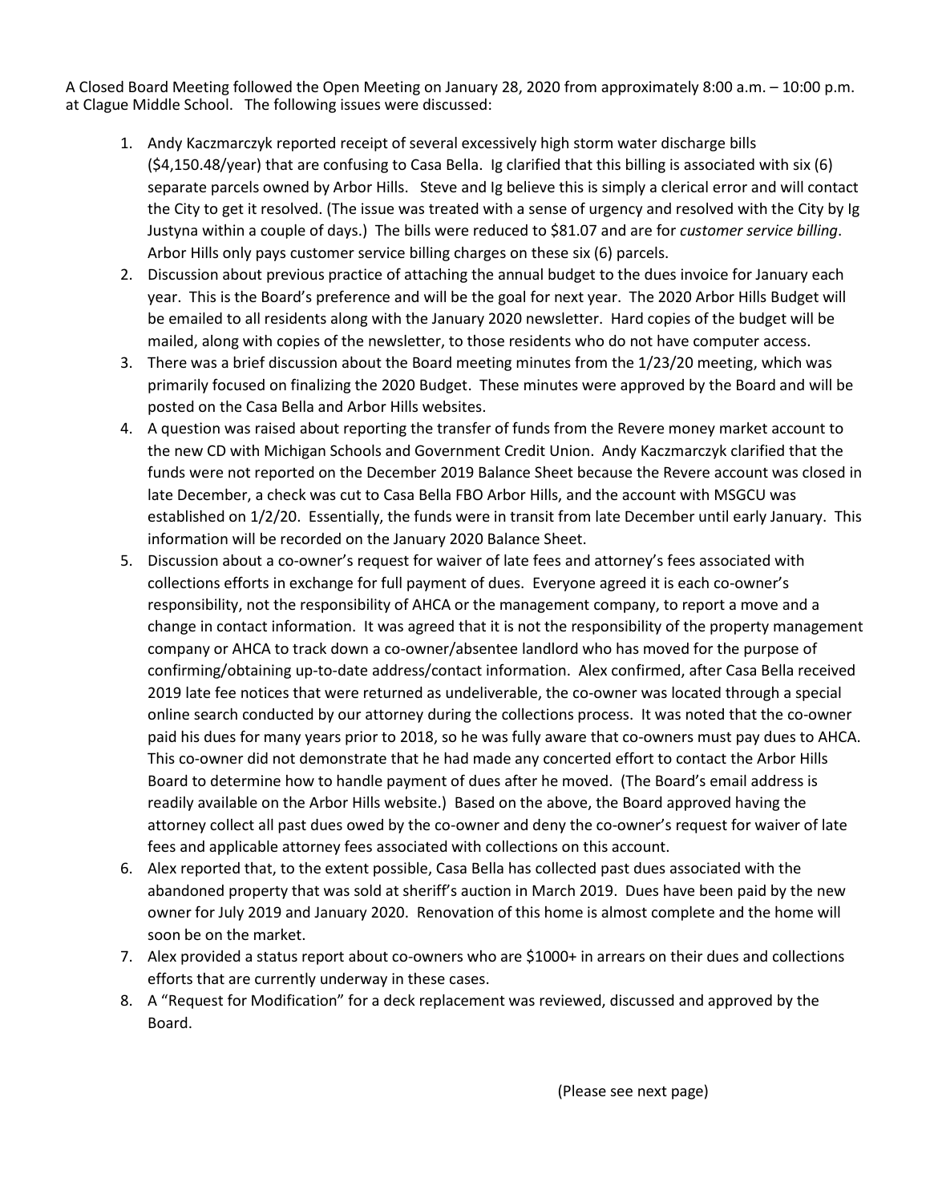A Closed Board Meeting followed the Open Meeting on January 28, 2020 from approximately 8:00 a.m. – 10:00 p.m. at Clague Middle School. The following issues were discussed:

1. Andy Kaczmarczyk reported receipt of several excessively high storm water discharge bills ($4,150.48/year) that are confusing to Casa Bella. Ig clarified that this billing is associated with six (6) separate parcels owned by Arbor Hills. Steve and Ig believe this is simply a clerical error and will contact the City to get it resolved. (The issue was treated with a sense of urgency and resolved with the City by Ig Justyna within a couple of days.) The bills were reduced to $81.07 and are for *customer service billing*. Arbor Hills only pays customer service billing charges on these six (6) parcels.
2. Discussion about previous practice of attaching the annual budget to the dues invoice for January each year. This is the Board's preference and will be the goal for next year. The 2020 Arbor Hills Budget will be emailed to all residents along with the January 2020 newsletter. Hard copies of the budget will be mailed, along with copies of the newsletter, to those residents who do not have computer access.
3. There was a brief discussion about the Board meeting minutes from the 1/23/20 meeting, which was primarily focused on finalizing the 2020 Budget. These minutes were approved by the Board and will be posted on the Casa Bella and Arbor Hills websites.
4. A question was raised about reporting the transfer of funds from the Revere money market account to the new CD with Michigan Schools and Government Credit Union. Andy Kaczmarczyk clarified that the funds were not reported on the December 2019 Balance Sheet because the Revere account was closed in late December, a check was cut to Casa Bella FBO Arbor Hills, and the account with MSGCU was established on 1/2/20. Essentially, the funds were in transit from late December until early January. This information will be recorded on the January 2020 Balance Sheet.
5. Discussion about a co-owner's request for waiver of late fees and attorney's fees associated with collections efforts in exchange for full payment of dues. Everyone agreed it is each co-owner's responsibility, not the responsibility of AHCA or the management company, to report a move and a change in contact information. It was agreed that it is not the responsibility of the property management company or AHCA to track down a co-owner/absentee landlord who has moved for the purpose of confirming/obtaining up-to-date address/contact information. Alex confirmed, after Casa Bella received 2019 late fee notices that were returned as undeliverable, the co-owner was located through a special online search conducted by our attorney during the collections process. It was noted that the co-owner paid his dues for many years prior to 2018, so he was fully aware that co-owners must pay dues to AHCA. This co-owner did not demonstrate that he had made any concerted effort to contact the Arbor Hills Board to determine how to handle payment of dues after he moved. (The Board's email address is readily available on the Arbor Hills website.) Based on the above, the Board approved having the attorney collect all past dues owed by the co-owner and deny the co-owner's request for waiver of late fees and applicable attorney fees associated with collections on this account.
6. Alex reported that, to the extent possible, Casa Bella has collected past dues associated with the abandoned property that was sold at sheriff's auction in March 2019. Dues have been paid by the new owner for July 2019 and January 2020. Renovation of this home is almost complete and the home will soon be on the market.
7. Alex provided a status report about co-owners who are $1000+ in arrears on their dues and collections efforts that are currently underway in these cases.
8. A "Request for Modification" for a deck replacement was reviewed, discussed and approved by the Board.

(Please see next page)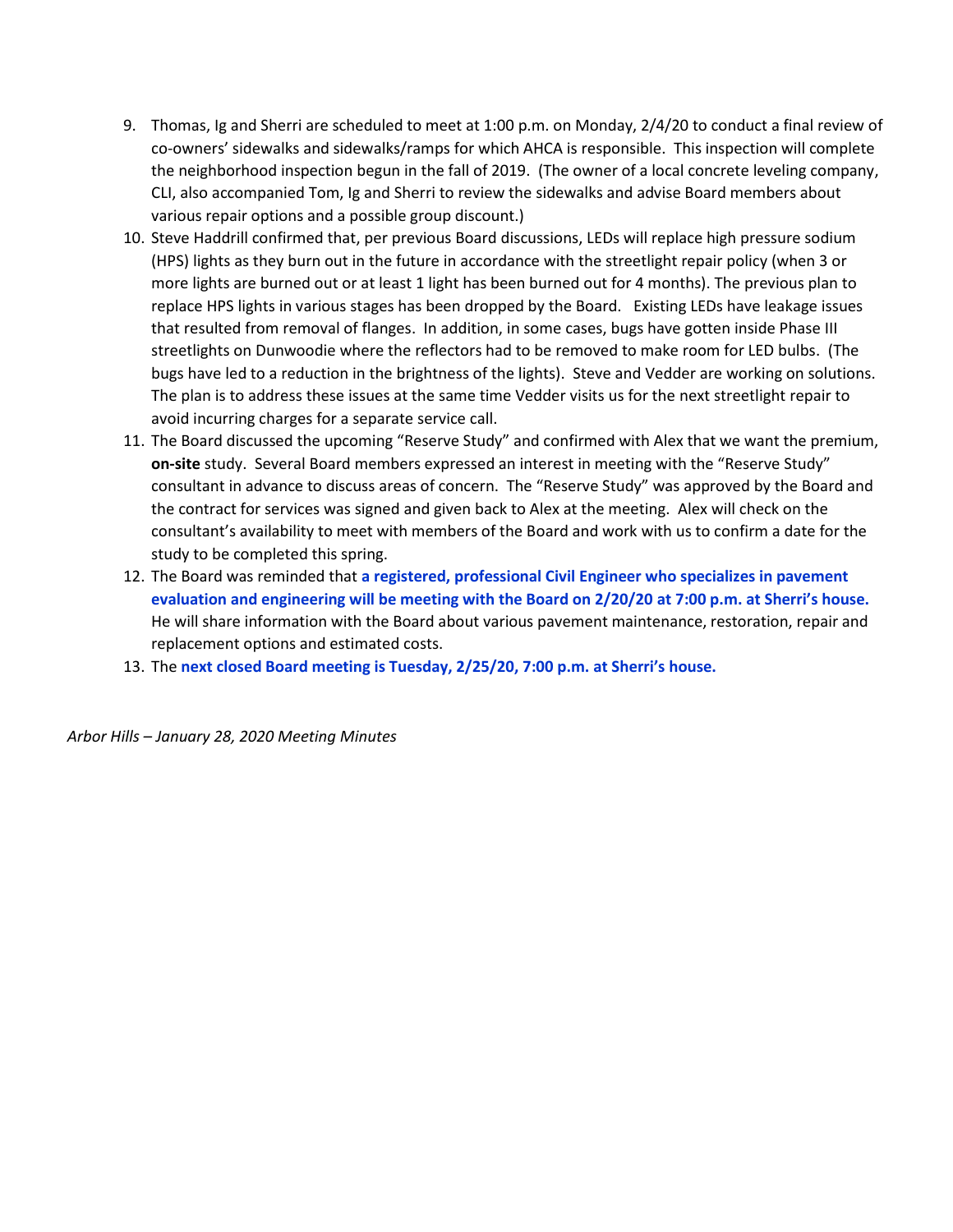9. Thomas, Ig and Sherri are scheduled to meet at 1:00 p.m. on Monday, 2/4/20 to conduct a final review of co-owners' sidewalks and sidewalks/ramps for which AHCA is responsible. This inspection will complete the neighborhood inspection begun in the fall of 2019. (The owner of a local concrete leveling company, CLI, also accompanied Tom, Ig and Sherri to review the sidewalks and advise Board members about various repair options and a possible group discount.)
10. Steve Haddrill confirmed that, per previous Board discussions, LEDs will replace high pressure sodium (HPS) lights as they burn out in the future in accordance with the streetlight repair policy (when 3 or more lights are burned out or at least 1 light has been burned out for 4 months). The previous plan to replace HPS lights in various stages has been dropped by the Board. Existing LEDs have leakage issues that resulted from removal of flanges. In addition, in some cases, bugs have gotten inside Phase III streetlights on Dunwoodie where the reflectors had to be removed to make room for LED bulbs. (The bugs have led to a reduction in the brightness of the lights). Steve and Vedder are working on solutions. The plan is to address these issues at the same time Vedder visits us for the next streetlight repair to avoid incurring charges for a separate service call.
11. The Board discussed the upcoming "Reserve Study" and confirmed with Alex that we want the premium, **on-site** study. Several Board members expressed an interest in meeting with the "Reserve Study" consultant in advance to discuss areas of concern. The "Reserve Study" was approved by the Board and the contract for services was signed and given back to Alex at the meeting. Alex will check on the consultant's availability to meet with members of the Board and work with us to confirm a date for the study to be completed this spring.
12. The Board was reminded that **a registered, professional Civil Engineer who specializes in pavement evaluation and engineering will be meeting with the Board on 2/20/20 at 7:00 p.m. at Sherri's house.** He will share information with the Board about various pavement maintenance, restoration, repair and replacement options and estimated costs.
13. The **next closed Board meeting is Tuesday, 2/25/20, 7:00 p.m. at Sherri's house.**